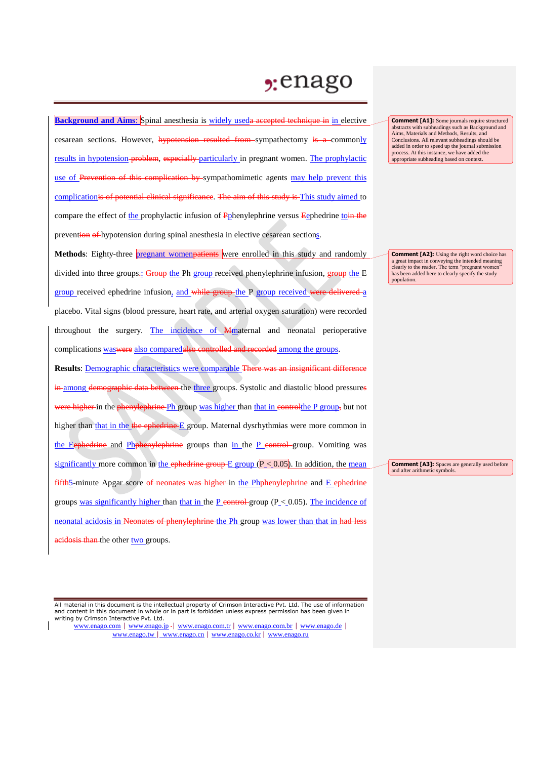**Background and Aims:** Spinal anesthesia is widely used~~a accepted technique in~~ in elective cesarean sections. However, ~~hypotension resulted from~~ sympathectomy ~~is a~~ commonly results in hypotension ~~problem~~, ~~especially~~ particularly in pregnant women. The prophylactic use of ~~Prevention of this complication by~~ sympathomimetic agents may help prevent this complication~~is of potential clinical significance~~. ~~The aim of this study is~~ This study aimed to compare the effect of the prophylactic infusion of ~~P~~phenylephrine versus ~~E~~ephedrine to~~in the~~ prevent~~ion of~~ hypotension during spinal anesthesia in elective cesarean sections.

**Methods**: Eighty-three pregnant women~~patients~~ were enrolled in this study and randomly divided into three groups~~.~~: ~~Group~~ the Ph group received phenylephrine infusion, ~~group~~ the E group received ephedrine infusion, and ~~while group~~ the P group received ~~were delivered~~ a placebo. Vital signs (blood pressure, heart rate, and arterial oxygen saturation) were recorded throughout the surgery. The incidence of ~~M~~maternal and neonatal perioperative complications was~~were~~ also compared~~also controlled and recorded~~ among the groups.

**Results**: Demographic characteristics were comparable ~~There was an insignificant difference in~~ among ~~demographic data between~~ the three groups. Systolic and diastolic blood pressures ~~were higher~~ in the ~~phenylephrine~~ Ph group was higher than that in ~~control~~the P group~~,~~ but not higher than that in the ~~the ephedrine~~ E group. Maternal dysrhythmias were more common in the E~~ephedrine~~ and Ph~~phenylephrine~~ groups than in the P ~~control~~ group. Vomiting was significantly more common in the ~~ephedrine group~~ E group (P < 0.05). In addition, the mean ~~fifth~~5-minute Apgar score ~~of neonates was higher~~ in the Ph~~phenylephrine~~ and E ~~ephedrine~~ groups was significantly higher than that in the P ~~control~~ group (P < 0.05). The incidence of neonatal acidosis in ~~Neonates of phenylephrine~~ the Ph group was lower than that in ~~had less acidosis than~~ the other two groups.

---

**Comment [A1]:** Some journals require structured abstracts with subheadings such as Background and Aims, Materials and Methods, Results, and Conclusions. All relevant subheadings should be added in order to speed up the journal submission process. At this instance, we have added the appropriate subheading based on context.

**Comment [A2]:** Using the right word choice has a great impact in conveying the intended meaning clearly to the reader. The term "pregnant women" has been added here to clearly specify the study population.

**Comment [A3]:** Spaces are generally used before and after arithmetic symbols.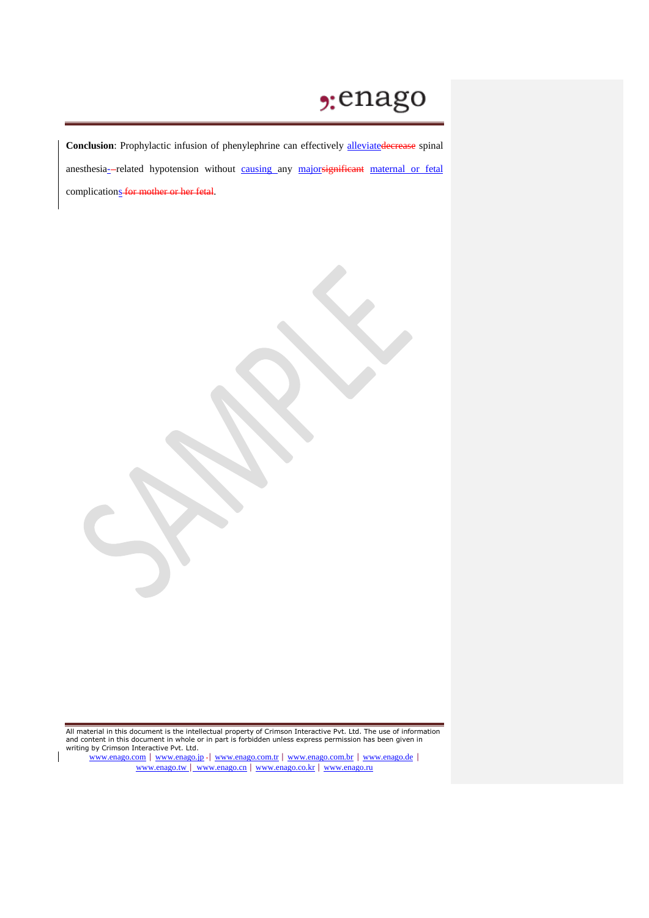**Conclusion**: Prophylactic infusion of phenylephrine can effectively alleviatedecrease spinal anesthesia-–related hypotension without causing any majorsignificant maternal or fetal complications for mother or her fetal.